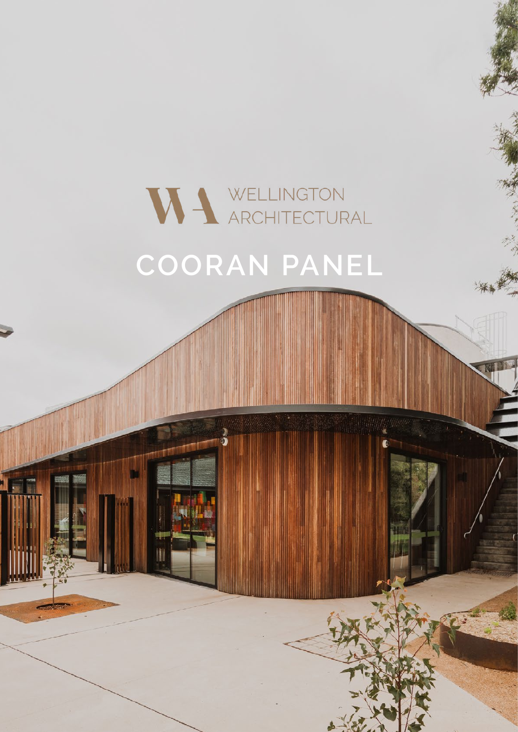WELLINGTON ARCHITECTURAL

# COORAN PANEL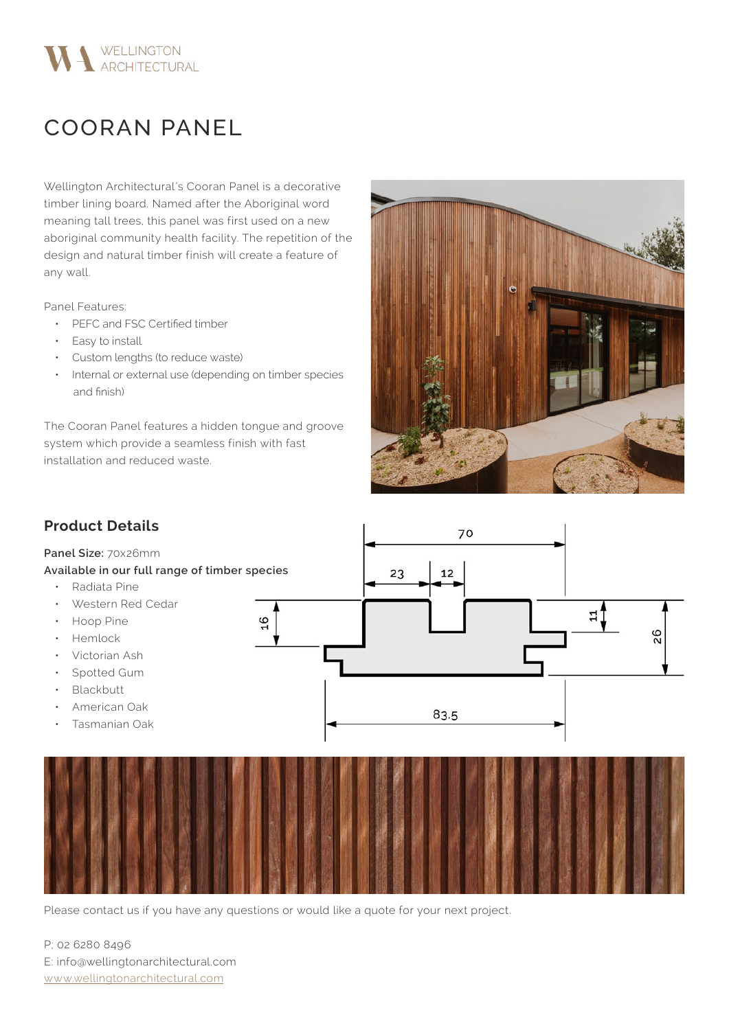# COORAN PANEL

Wellington Architectural's Cooran Panel is a decorative timber lining board. Named after the Aboriginal word meaning tall trees, this panel was first used on a new aboriginal community health facility. The repetition of the design and natural timber finish will create a feature of any wall.

Panel Features:

- PEFC and FSC Certified timber
- Easy to install
- Custom lengths (to reduce waste)
- Internal or external use (depending on timber species and finish)

The Cooran Panel features a hidden tongue and groove system which provide a seamless finish with fast installation and reduced waste.

## Product Details

**Panel Size:** 70x26mm

**Available in our full range of timber species**

- Radiata Pine
- Western Red Cedar
- Hoop Pine
- Hemlock
- Victorian Ash
- Spotted Gum
- Blackbutt
- American Oak
- Tasmanian Oak

Please contact us if you have any questions or would like a quote for your next project.

P; 02 6280 8496
E: info@wellingtonarchitectural.com
www.wellingtonarchitectural.com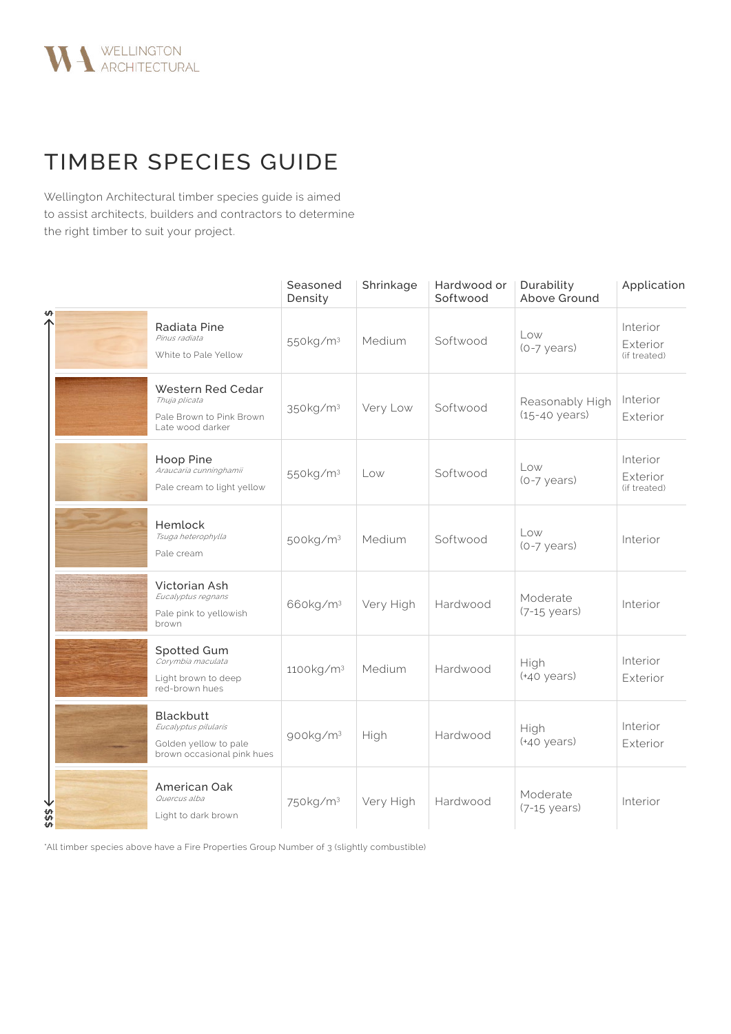WELLINGTON ARCHITECTURAL

# TIMBER SPECIES GUIDE

Wellington Architectural timber species guide is aimed to assist architects, builders and contractors to determine the right timber to suit your project.

| $ → $$$ | Species | Seasoned Density | Shrinkage | Hardwood or Softwood | Durability Above Ground | Application |
|---|---|---|---|---|---|---|
| $ | Radiata Pine<br>*Pinus radiata*<br>White to Pale Yellow | 550kg/m³ | Medium | Softwood | Low (0-7 years) | Interior<br>Exterior (if treated) |
| | Western Red Cedar<br>*Thuja plicata*<br>Pale Brown to Pink Brown Late wood darker | 350kg/m³ | Very Low | Softwood | Reasonably High (15-40 years) | Interior<br>Exterior |
| | Hoop Pine<br>*Araucaria cunninghamii*<br>Pale cream to light yellow | 550kg/m³ | Low | Softwood | Low (0-7 years) | Interior<br>Exterior (if treated) |
| | Hemlock<br>*Tsuga heterophylla*<br>Pale cream | 500kg/m³ | Medium | Softwood | Low (0-7 years) | Interior |
| | Victorian Ash<br>*Eucalyptus regnans*<br>Pale pink to yellowish brown | 660kg/m³ | Very High | Hardwood | Moderate (7-15 years) | Interior |
| | Spotted Gum<br>*Corymbia maculata*<br>Light brown to deep red-brown hues | 1100kg/m³ | Medium | Hardwood | High (+40 years) | Interior<br>Exterior |
| | Blackbutt<br>*Eucalyptus pilularis*<br>Golden yellow to pale brown occasional pink hues | 900kg/m³ | High | Hardwood | High (+40 years) | Interior<br>Exterior |
| $$$ | American Oak<br>*Quercus alba*<br>Light to dark brown | 750kg/m³ | Very High | Hardwood | Moderate (7-15 years) | Interior |

*All timber species above have a Fire Properties Group Number of 3 (slightly combustible)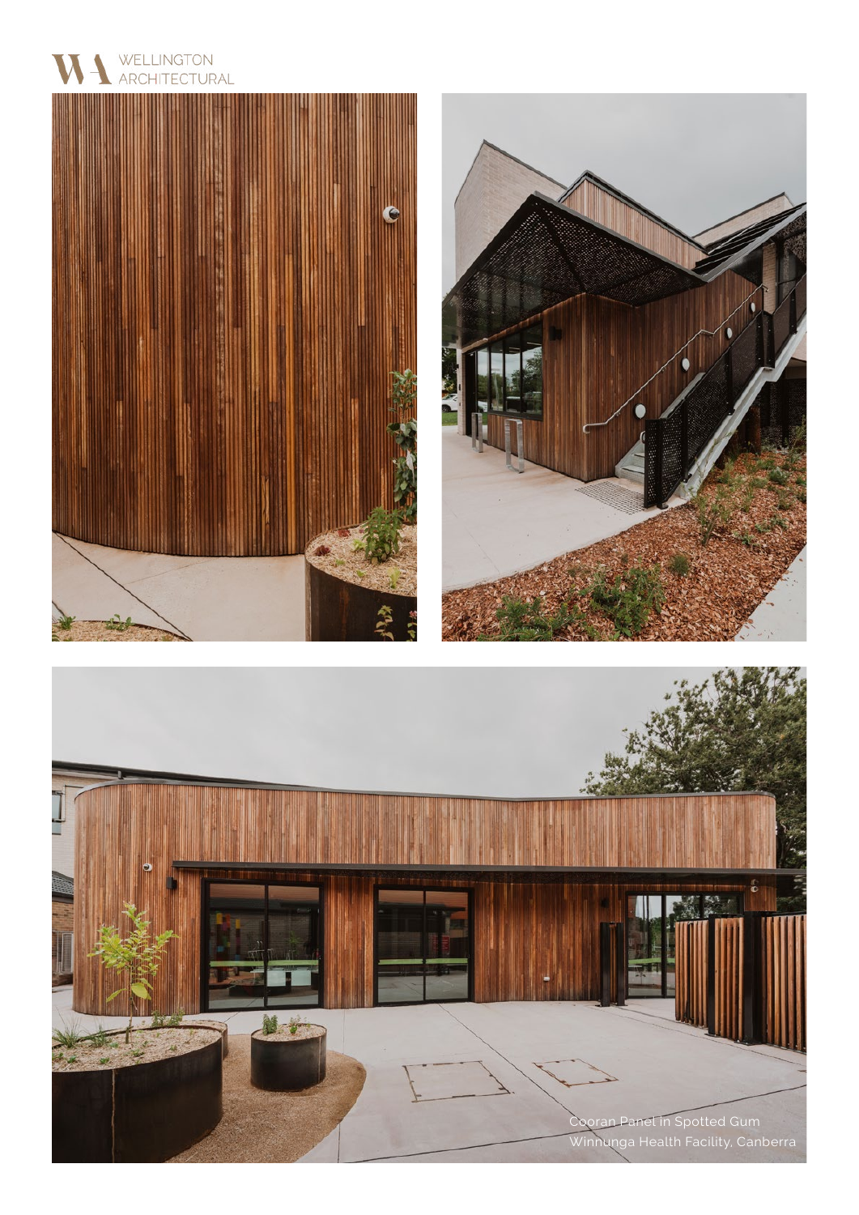Cooran Panel in Spotted Gum
Winnunga Health Facility, Canberra